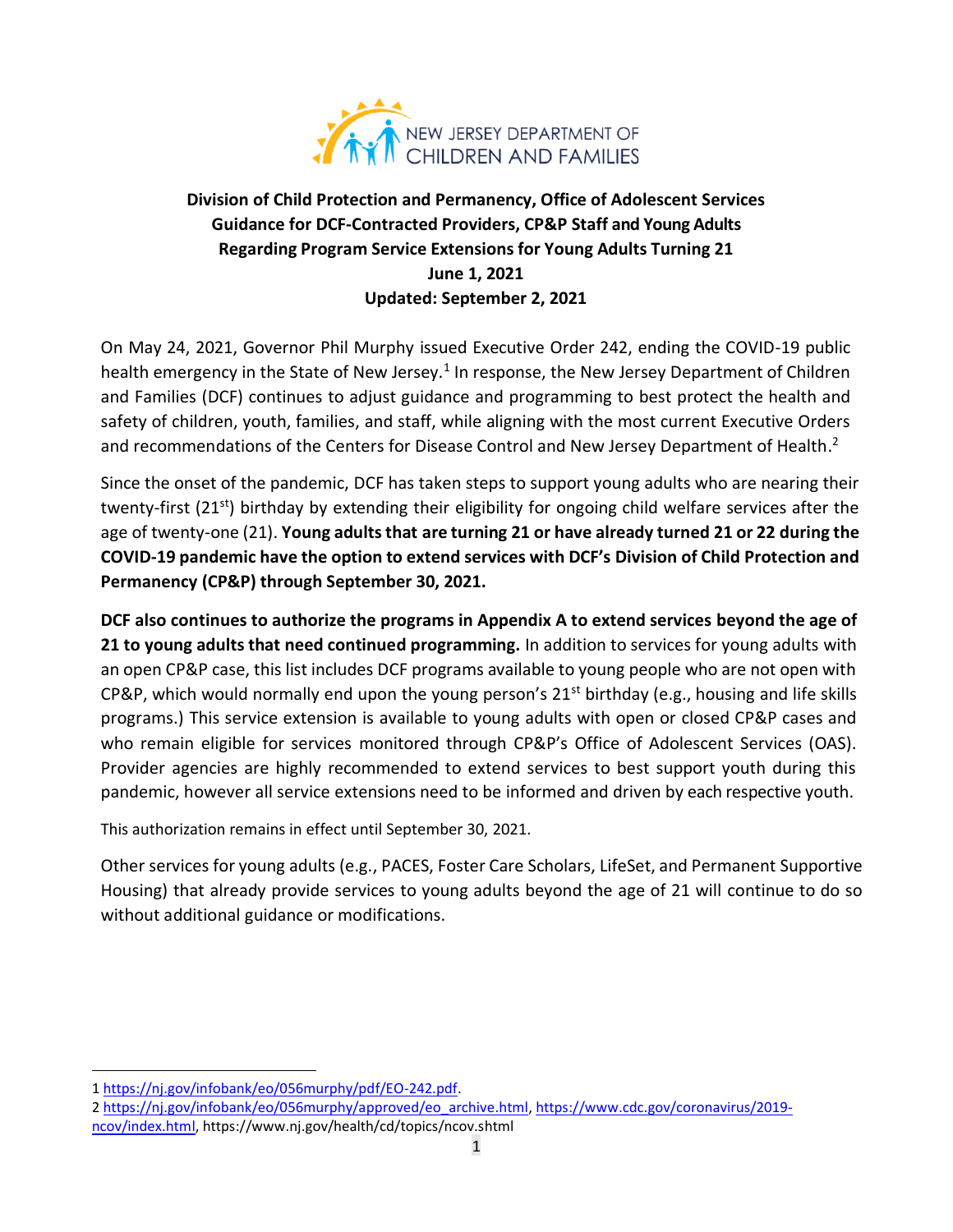NEW JERSEY DEPARTMENT OF CHILDREN AND FAMILIES

**Division of Child Protection and Permanency, Office of Adolescent Services**
**Guidance for DCF-Contracted Providers, CP&P Staff and Young Adults**
**Regarding Program Service Extensions for Young Adults Turning 21**
**June 1, 2021**
**Updated: September 2, 2021**

On May 24, 2021, Governor Phil Murphy issued Executive Order 242, ending the COVID-19 public health emergency in the State of New Jersey.[1] In response, the New Jersey Department of Children and Families (DCF) continues to adjust guidance and programming to best protect the health and safety of children, youth, families, and staff, while aligning with the most current Executive Orders and recommendations of the Centers for Disease Control and New Jersey Department of Health.[2]

Since the onset of the pandemic, DCF has taken steps to support young adults who are nearing their twenty-first (21st) birthday by extending their eligibility for ongoing child welfare services after the age of twenty-one (21). **Young adults that are turning 21 or have already turned 21 or 22 during the COVID-19 pandemic have the option to extend services with DCF's Division of Child Protection and Permanency (CP&P) through September 30, 2021.**

**DCF also continues to authorize the programs in Appendix A to extend services beyond the age of 21 to young adults that need continued programming.** In addition to services for young adults with an open CP&P case, this list includes DCF programs available to young people who are not open with CP&P, which would normally end upon the young person's 21st birthday (e.g., housing and life skills programs.) This service extension is available to young adults with open or closed CP&P cases and who remain eligible for services monitored through CP&P's Office of Adolescent Services (OAS). Provider agencies are highly recommended to extend services to best support youth during this pandemic, however all service extensions need to be informed and driven by each respective youth.

This authorization remains in effect until September 30, 2021.

Other services for young adults (e.g., PACES, Foster Care Scholars, LifeSet, and Permanent Supportive Housing) that already provide services to young adults beyond the age of 21 will continue to do so without additional guidance or modifications.

---

1 https://nj.gov/infobank/eo/056murphy/pdf/EO-242.pdf.

2 https://nj.gov/infobank/eo/056murphy/approved/eo_archive.html, https://www.cdc.gov/coronavirus/2019-ncov/index.html, https://www.nj.gov/health/cd/topics/ncov.shtml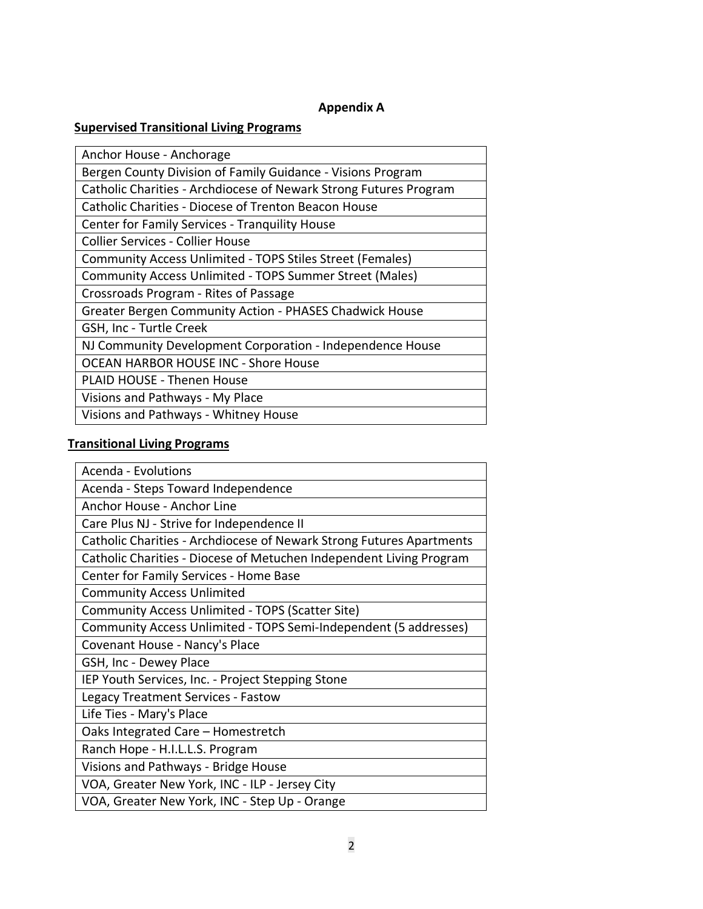# Appendix A

**Supervised Transitional Living Programs**

| Supervised Transitional Living Programs |
|---|
| Anchor House - Anchorage |
| Bergen County Division of Family Guidance - Visions Program |
| Catholic Charities - Archdiocese of Newark Strong Futures Program |
| Catholic Charities - Diocese of Trenton Beacon House |
| Center for Family Services - Tranquility House |
| Collier Services - Collier House |
| Community Access Unlimited - TOPS Stiles Street (Females) |
| Community Access Unlimited - TOPS Summer Street (Males) |
| Crossroads Program - Rites of Passage |
| Greater Bergen Community Action - PHASES Chadwick House |
| GSH, Inc - Turtle Creek |
| NJ Community Development Corporation - Independence House |
| OCEAN HARBOR HOUSE INC - Shore House |
| PLAID HOUSE - Thenen House |
| Visions and Pathways - My Place |
| Visions and Pathways - Whitney House |

**Transitional Living Programs**

| Transitional Living Programs |
|---|
| Acenda - Evolutions |
| Acenda - Steps Toward Independence |
| Anchor House - Anchor Line |
| Care Plus NJ - Strive for Independence II |
| Catholic Charities - Archdiocese of Newark Strong Futures Apartments |
| Catholic Charities - Diocese of Metuchen Independent Living Program |
| Center for Family Services - Home Base |
| Community Access Unlimited |
| Community Access Unlimited - TOPS (Scatter Site) |
| Community Access Unlimited - TOPS Semi-Independent (5 addresses) |
| Covenant House - Nancy's Place |
| GSH, Inc - Dewey Place |
| IEP Youth Services, Inc. - Project Stepping Stone |
| Legacy Treatment Services - Fastow |
| Life Ties - Mary's Place |
| Oaks Integrated Care – Homestretch |
| Ranch Hope - H.I.L.L.S. Program |
| Visions and Pathways - Bridge House |
| VOA, Greater New York, INC - ILP - Jersey City |
| VOA, Greater New York, INC - Step Up - Orange |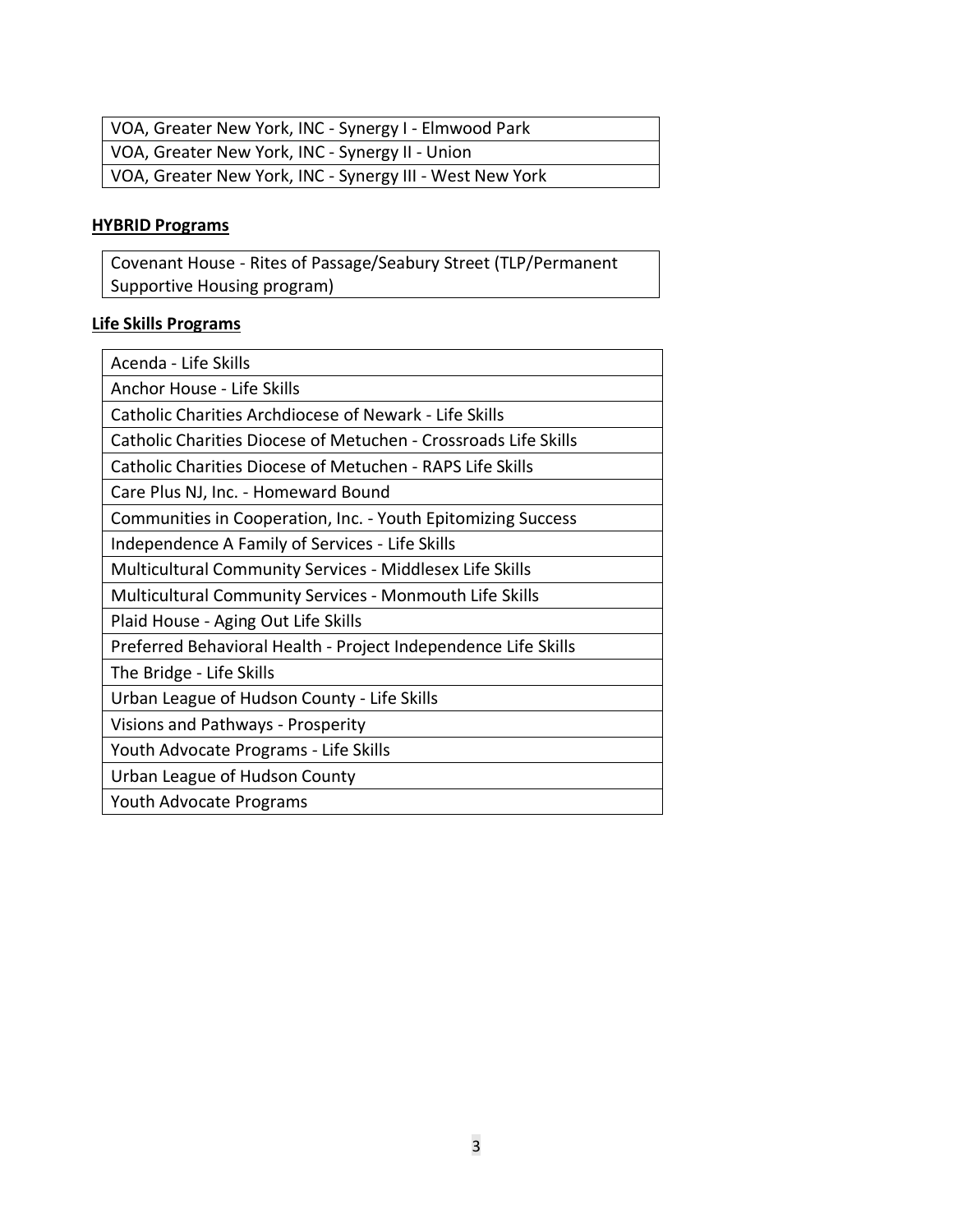| |
|---|
| VOA, Greater New York, INC - Synergy I - Elmwood Park |
| VOA, Greater New York, INC - Synergy II - Union |
| VOA, Greater New York, INC - Synergy III - West New York |

**HYBRID Programs**

| |
|---|
| Covenant House - Rites of Passage/Seabury Street (TLP/Permanent Supportive Housing program) |

**Life Skills Programs**

| |
|---|
| Acenda - Life Skills |
| Anchor House - Life Skills |
| Catholic Charities Archdiocese of Newark - Life Skills |
| Catholic Charities Diocese of Metuchen - Crossroads Life Skills |
| Catholic Charities Diocese of Metuchen - RAPS Life Skills |
| Care Plus NJ, Inc. - Homeward Bound |
| Communities in Cooperation, Inc. - Youth Epitomizing Success |
| Independence A Family of Services - Life Skills |
| Multicultural Community Services - Middlesex Life Skills |
| Multicultural Community Services - Monmouth Life Skills |
| Plaid House - Aging Out Life Skills |
| Preferred Behavioral Health - Project Independence Life Skills |
| The Bridge - Life Skills |
| Urban League of Hudson County - Life Skills |
| Visions and Pathways - Prosperity |
| Youth Advocate Programs - Life Skills |
| Urban League of Hudson County |
| Youth Advocate Programs |